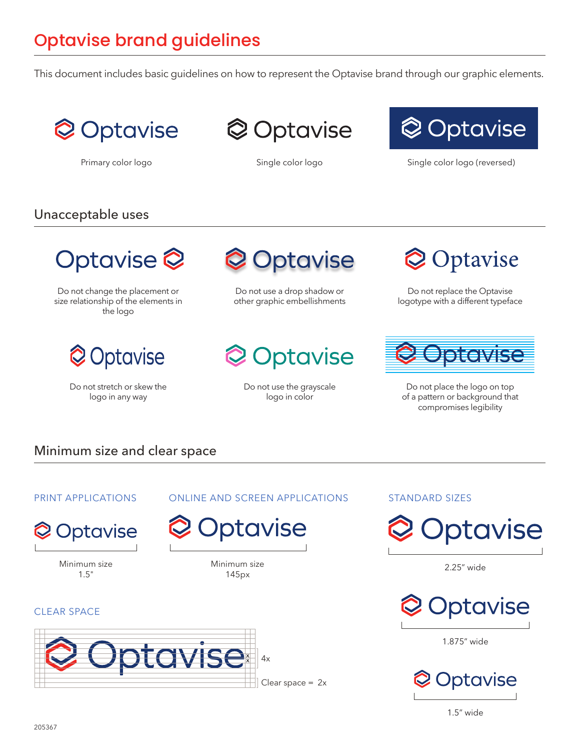# Optavise brand guidelines

This document includes basic guidelines on how to represent the Optavise brand through our graphic elements.

Optavise

Primary color logo

Optavise

Single color logo

Optavise

Single color logo (reversed)

## Unacceptable uses

Optavise

Do not change the placement or size relationship of the elements in the logo

Optavise

Do not use a drop shadow or other graphic embellishments

Optavise

Do not replace the Optavise logotype with a different typeface

Optavise

Do not stretch or skew the logo in any way

Optavise

Do not use the grayscale logo in color

Optavise

Do not place the logo on top of a pattern or background that compromises legibility

## Minimum size and clear space

### PRINT APPLICATIONS

Optavise

Minimum size
1.5"

### ONLINE AND SCREEN APPLICATIONS

Optavise

Minimum size
145px

### STANDARD SIZES

Optavise

2.25" wide

Optavise

1.875" wide

Optavise

1.5" wide

### CLEAR SPACE

Optavise

x
x

4x

Clear space = 2x

205367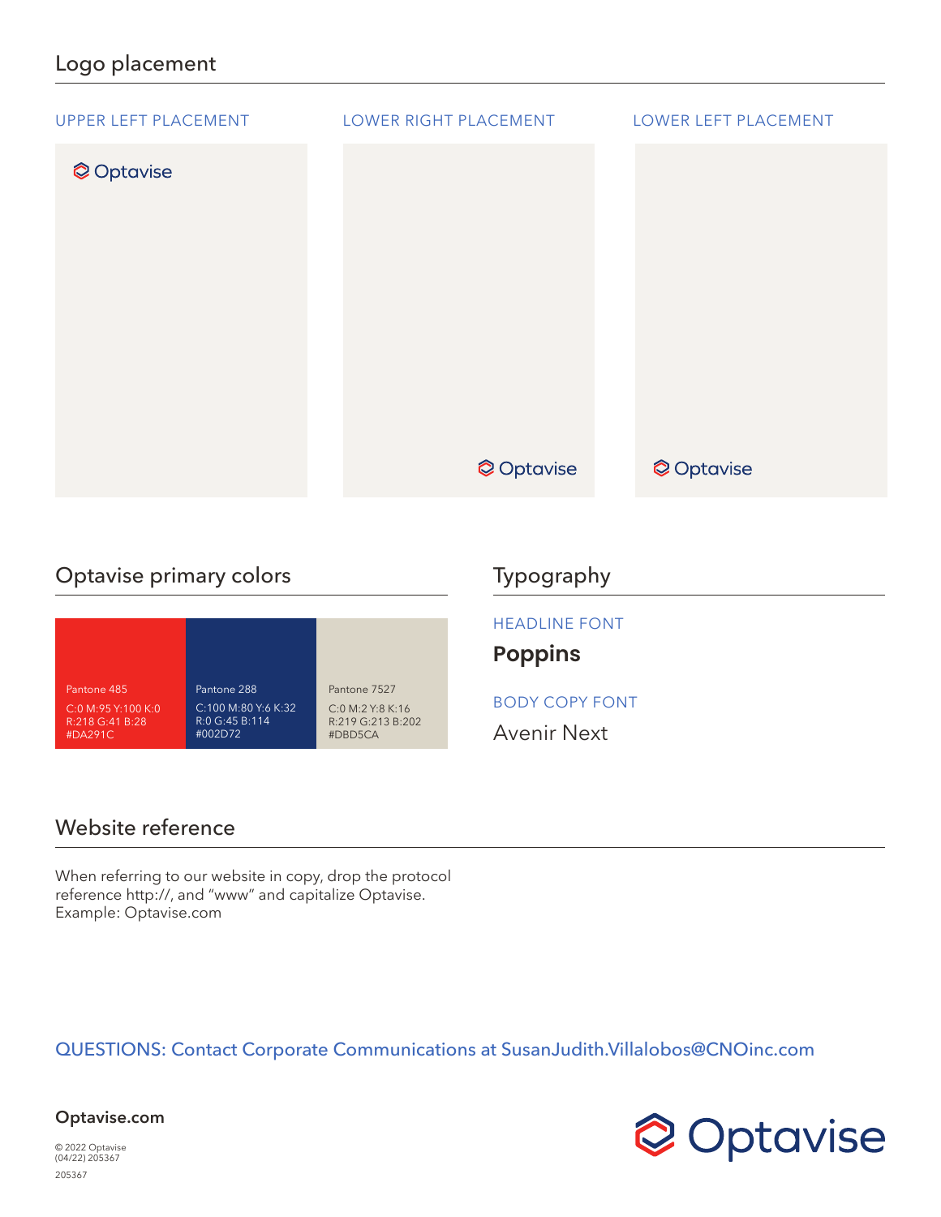## Logo placement

UPPER LEFT PLACEMENT

Optavise

LOWER RIGHT PLACEMENT

Optavise

LOWER LEFT PLACEMENT

Optavise

## Optavise primary colors

| | | |
|---|---|---|
| Pantone 485 | Pantone 288 | Pantone 7527 |
| C:0 M:95 Y:100 K:0<br>R:218 G:41 B:28<br>#DA291C | C:100 M:80 Y:6 K:32<br>R:0 G:45 B:114<br>#002D72 | C:0 M:2 Y:8 K:16<br>R:219 G:213 B:202<br>#DBD5CA |

## Typography

HEADLINE FONT

**Poppins**

BODY COPY FONT

Avenir Next

## Website reference

When referring to our website in copy, drop the protocol reference http://, and "www" and capitalize Optavise. Example: Optavise.com

QUESTIONS: Contact Corporate Communications at SusanJudith.Villalobos@CNOinc.com

**Optavise.com**

© 2022 Optavise
(04/22) 205367

205367

Optavise